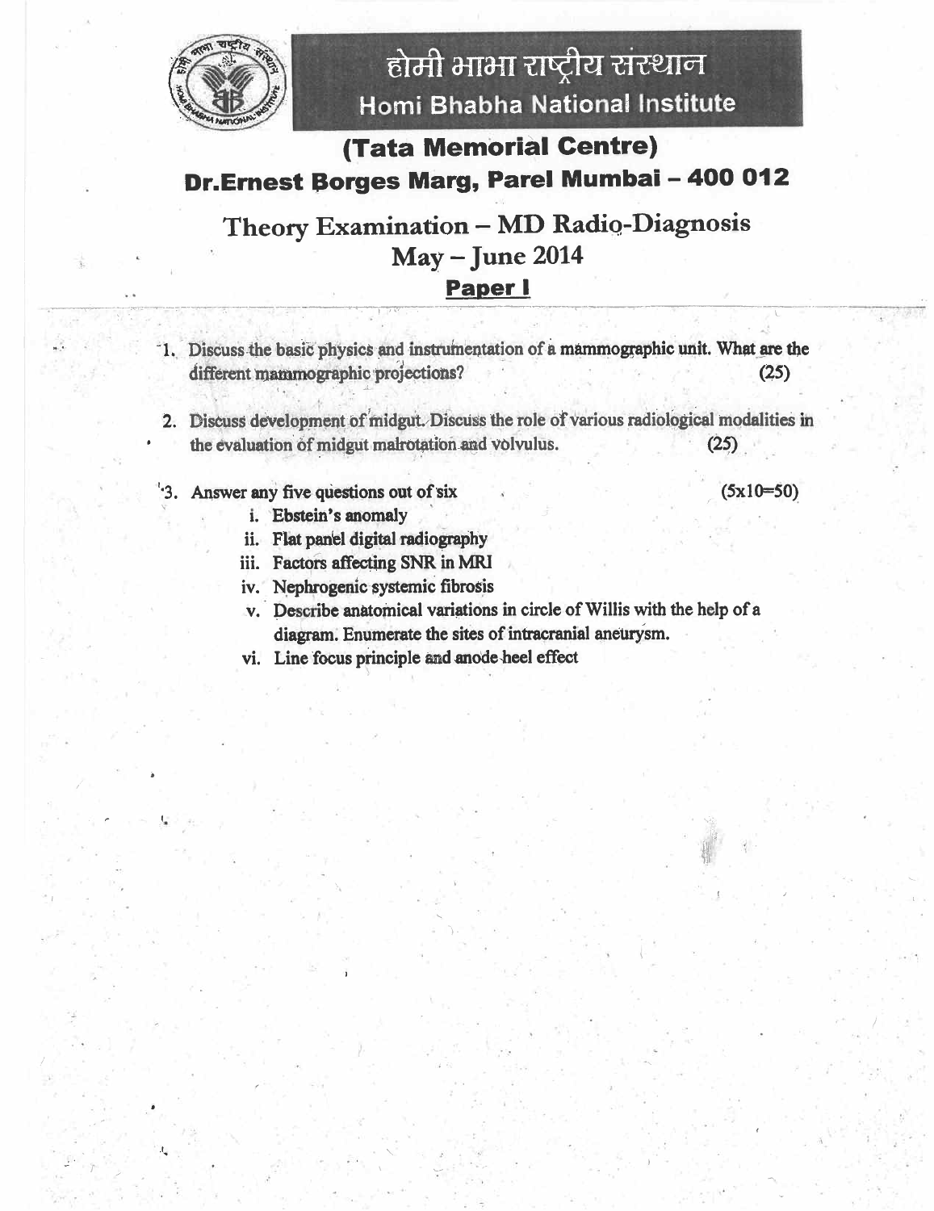# होमी भाभा राष्ट्रीय संस्थान

## Homi Bhabha National Institute

## (Tata Memorial Centre)

## Dr.Ernest Borges Marg, Parel Mumbai – 400 012

## Theory Examination – MD Radio-Diagnosis

## May – June 2014

## Paper I

1. Discuss the basic physics and instrumentation of a mammographic unit. What are the different mammographic projections? (25)

2. Discuss development of midgut. Discuss the role of various radiological modalities in the evaluation of midgut malrotation and volvulus. (25)

3. Answer any five questions out of six (5x10=50)
   - i. Ebstein's anomaly
   - ii. Flat panel digital radiography
   - iii. Factors affecting SNR in MRI
   - iv. Nephrogenic systemic fibrosis
   - v. Describe anatomical variations in circle of Willis with the help of a diagram. Enumerate the sites of intracranial aneurysm.
   - vi. Line focus principle and anode heel effect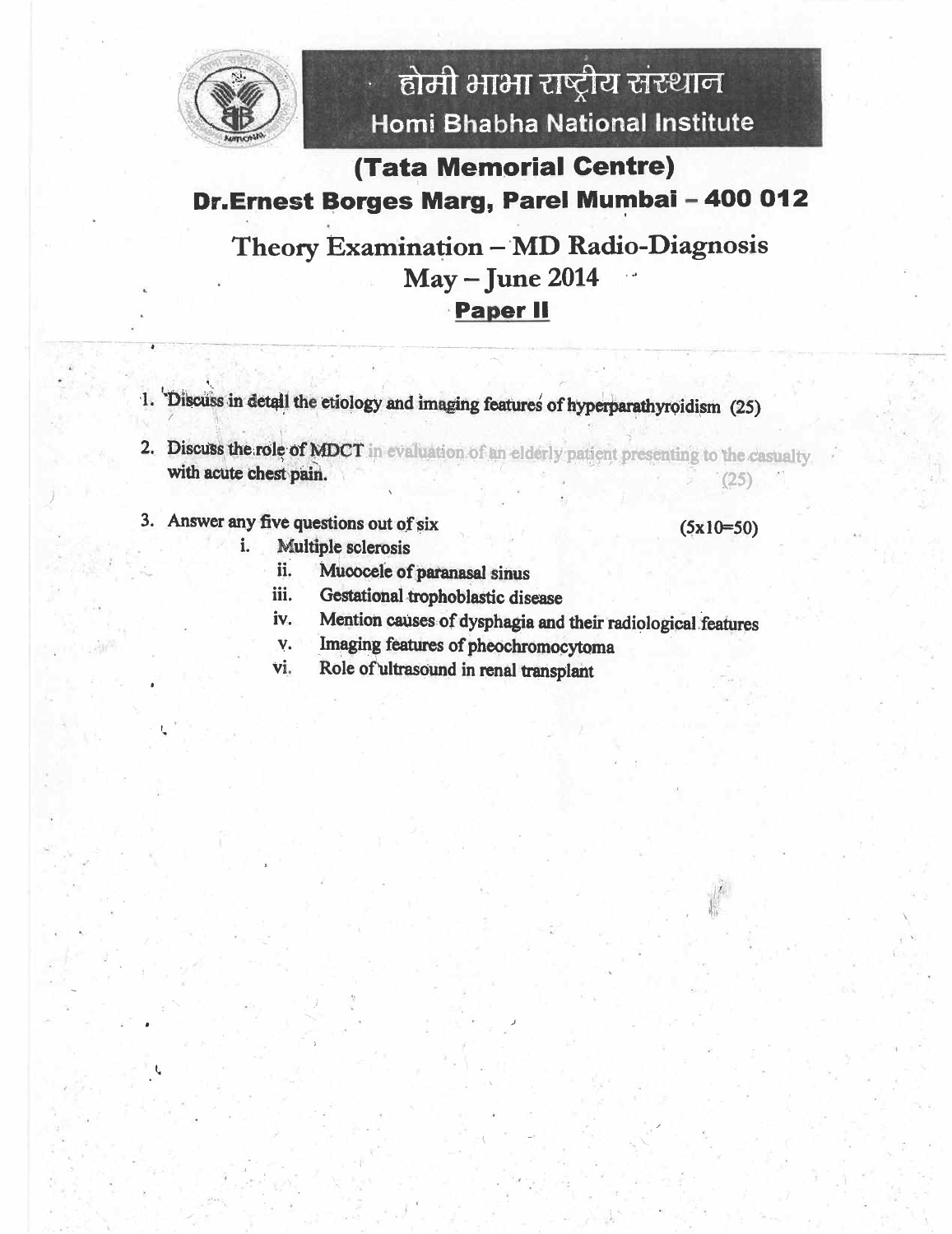# होमी भाभा राष्ट्रीय संस्थान
## Homi Bhabha National Institute

## (Tata Memorial Centre)
## Dr.Ernest Borges Marg, Parel Mumbai – 400 012

## Theory Examination – MD Radio-Diagnosis
## May – June 2014
## Paper II

1. Discuss in detail the etiology and imaging features of hyperparathyroidism (25)

2. Discuss the role of MDCT in evaluation of an elderly patient presenting to the casualty with acute chest pain. (25)

3. Answer any five questions out of six (5x10=50)
   i. Multiple sclerosis
   ii. Mucocele of paranasal sinus
   iii. Gestational trophoblastic disease
   iv. Mention causes of dysphagia and their radiological features
   v. Imaging features of pheochromocytoma
   vi. Role of ultrasound in renal transplant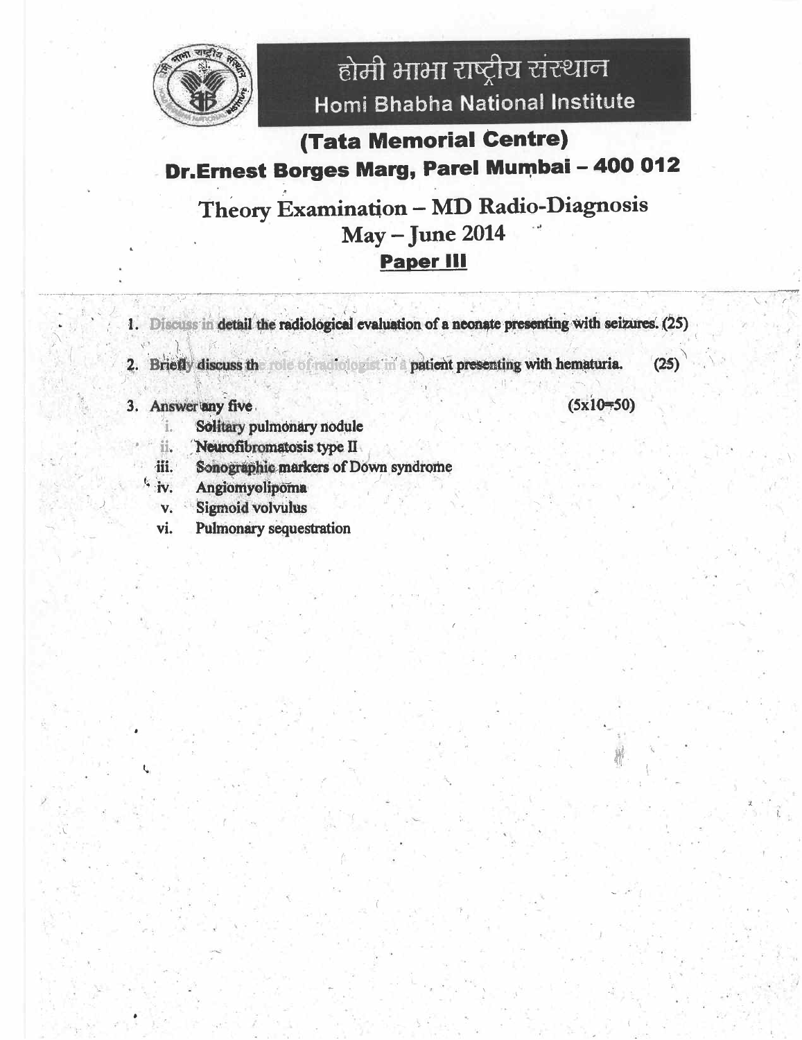# होमी भाभा राष्ट्रीय संस्थान
## Homi Bhabha National Institute

## (Tata Memorial Centre)
## Dr.Ernest Borges Marg, Parel Mumbai – 400 012

## Theory Examination – MD Radio-Diagnosis
## May – June 2014
## **Paper III**

1. Discuss in detail the radiological evaluation of a neonate presenting with seizures. (25)

2. Briefly discuss the role of radiologist in a patient presenting with hematuria. (25)

3. Answer any five (5x10=50)
   i. Solitary pulmonary nodule
   ii. Neurofibromatosis type II
   iii. Sonographic markers of Down syndrome
   iv. Angiomyolipoma
   v. Sigmoid volvulus
   vi. Pulmonary sequestration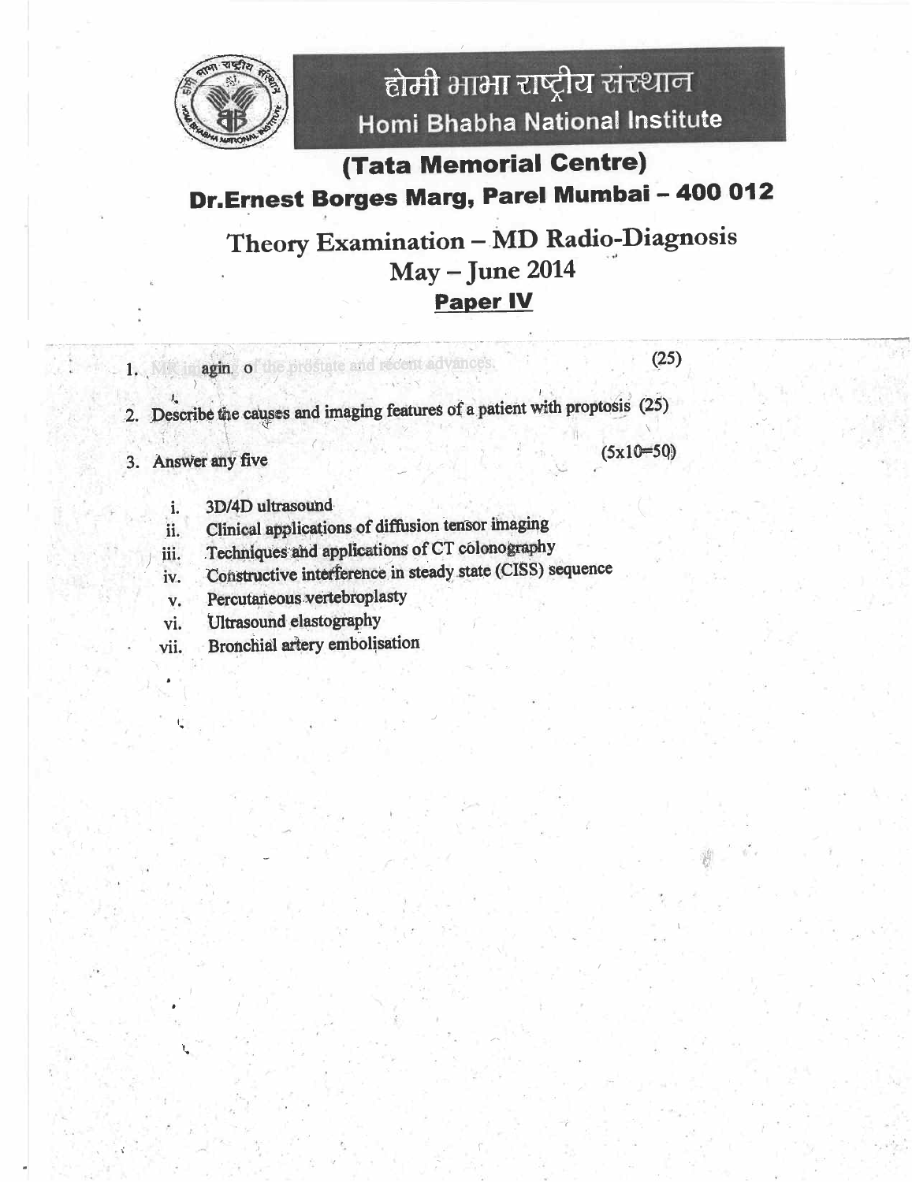# होमी भाभा राष्ट्रीय संस्थान

## Homi Bhabha National Institute

## (Tata Memorial Centre)

## Dr.Ernest Borges Marg, Parel Mumbai – 400 012

## Theory Examination – MD Radio-Diagnosis

## May – June 2014

## Paper IV

1. MR imaging of the prostate and recent advances. (25)

2. Describe the causes and imaging features of a patient with proptosis (25)

3. Answer any five (5x10=50)

   i. 3D/4D ultrasound
   ii. Clinical applications of diffusion tensor imaging
   iii. Techniques and applications of CT colonography
   iv. Constructive interference in steady state (CISS) sequence
   v. Percutaneous vertebroplasty
   vi. Ultrasound elastography
   vii. Bronchial artery embolisation